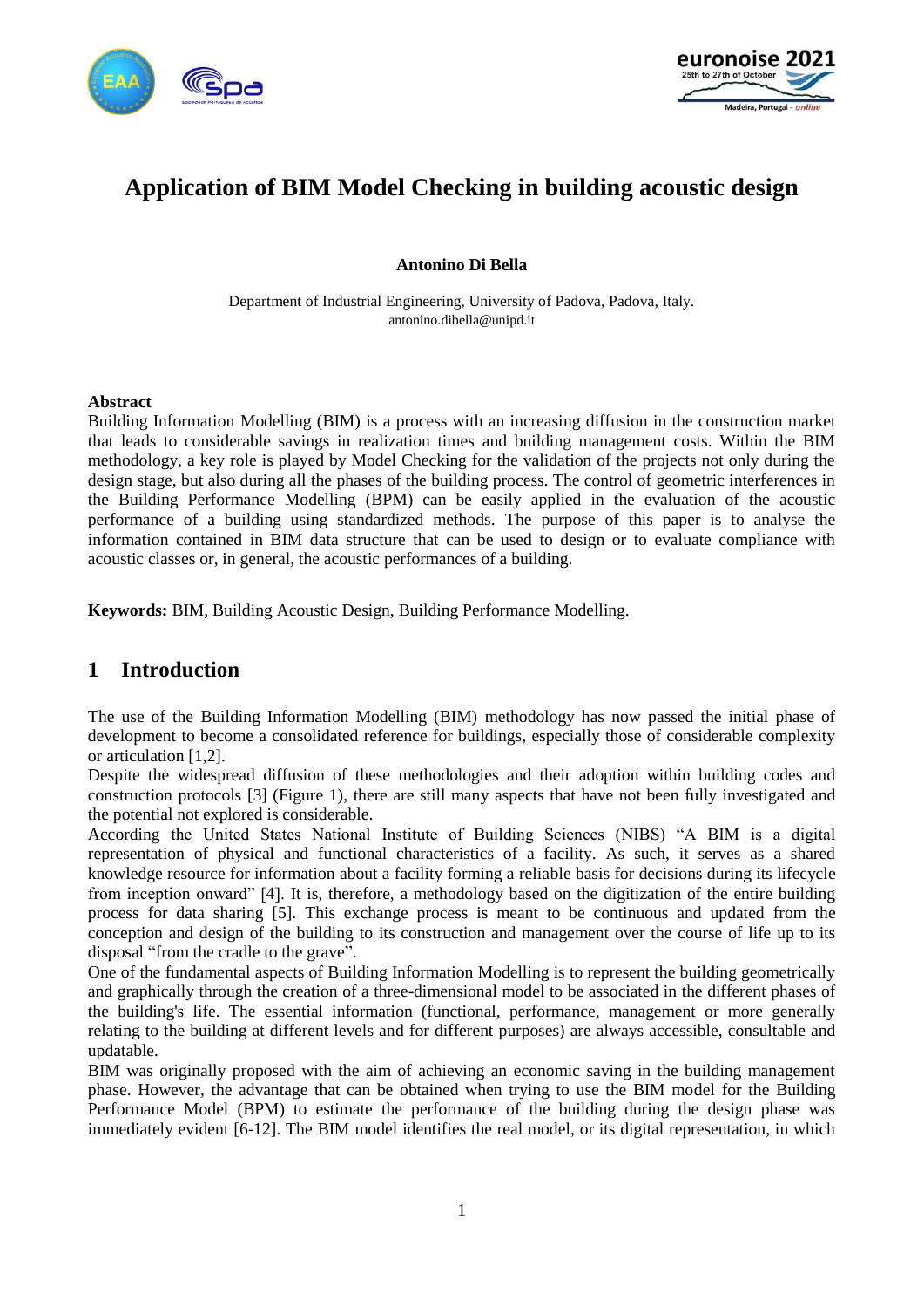# Application of BIM Model Checking in building acoustic design

**Antonino Di Bella**

Department of Industrial Engineering, University of Padova, Padova, Italy.
antonino.dibella@unipd.it

## Abstract

Building Information Modelling (BIM) is a process with an increasing diffusion in the construction market that leads to considerable savings in realization times and building management costs. Within the BIM methodology, a key role is played by Model Checking for the validation of the projects not only during the design stage, but also during all the phases of the building process. The control of geometric interferences in the Building Performance Modelling (BPM) can be easily applied in the evaluation of the acoustic performance of a building using standardized methods. The purpose of this paper is to analyse the information contained in BIM data structure that can be used to design or to evaluate compliance with acoustic classes or, in general, the acoustic performances of a building.

**Keywords:** BIM, Building Acoustic Design, Building Performance Modelling.

## 1 Introduction

The use of the Building Information Modelling (BIM) methodology has now passed the initial phase of development to become a consolidated reference for buildings, especially those of considerable complexity or articulation [1,2].

Despite the widespread diffusion of these methodologies and their adoption within building codes and construction protocols [3] (Figure 1), there are still many aspects that have not been fully investigated and the potential not explored is considerable.

According the United States National Institute of Building Sciences (NIBS) "A BIM is a digital representation of physical and functional characteristics of a facility. As such, it serves as a shared knowledge resource for information about a facility forming a reliable basis for decisions during its lifecycle from inception onward" [4]. It is, therefore, a methodology based on the digitization of the entire building process for data sharing [5]. This exchange process is meant to be continuous and updated from the conception and design of the building to its construction and management over the course of life up to its disposal "from the cradle to the grave".

One of the fundamental aspects of Building Information Modelling is to represent the building geometrically and graphically through the creation of a three-dimensional model to be associated in the different phases of the building's life. The essential information (functional, performance, management or more generally relating to the building at different levels and for different purposes) are always accessible, consultable and updatable.

BIM was originally proposed with the aim of achieving an economic saving in the building management phase. However, the advantage that can be obtained when trying to use the BIM model for the Building Performance Model (BPM) to estimate the performance of the building during the design phase was immediately evident [6-12]. The BIM model identifies the real model, or its digital representation, in which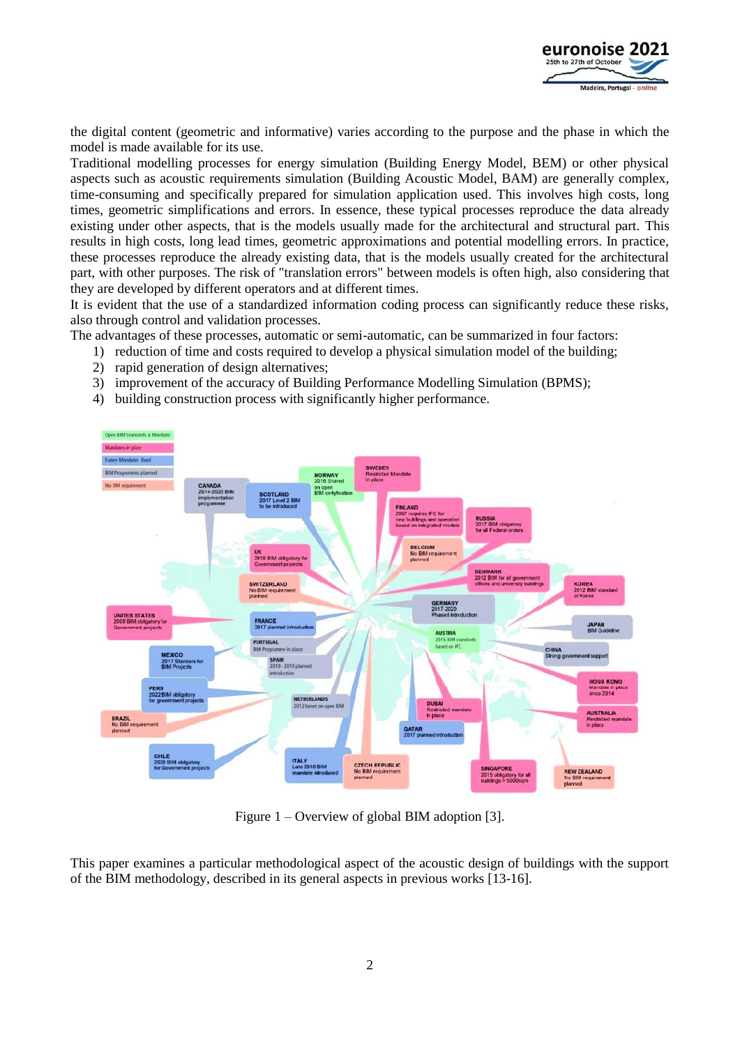the digital content (geometric and informative) varies according to the purpose and the phase in which the model is made available for its use.

Traditional modelling processes for energy simulation (Building Energy Model, BEM) or other physical aspects such as acoustic requirements simulation (Building Acoustic Model, BAM) are generally complex, time-consuming and specifically prepared for simulation application used. This involves high costs, long times, geometric simplifications and errors. In essence, these typical processes reproduce the data already existing under other aspects, that is the models usually made for the architectural and structural part. This results in high costs, long lead times, geometric approximations and potential modelling errors. In practice, these processes reproduce the already existing data, that is the models usually created for the architectural part, with other purposes. The risk of "translation errors" between models is often high, also considering that they are developed by different operators and at different times.

It is evident that the use of a standardized information coding process can significantly reduce these risks, also through control and validation processes.

The advantages of these processes, automatic or semi-automatic, can be summarized in four factors:

1) reduction of time and costs required to develop a physical simulation model of the building;
2) rapid generation of design alternatives;
3) improvement of the accuracy of Building Performance Modelling Simulation (BPMS);
4) building construction process with significantly higher performance.

Figure 1 – Overview of global BIM adoption [3].

This paper examines a particular methodological aspect of the acoustic design of buildings with the support of the BIM methodology, described in its general aspects in previous works [13-16].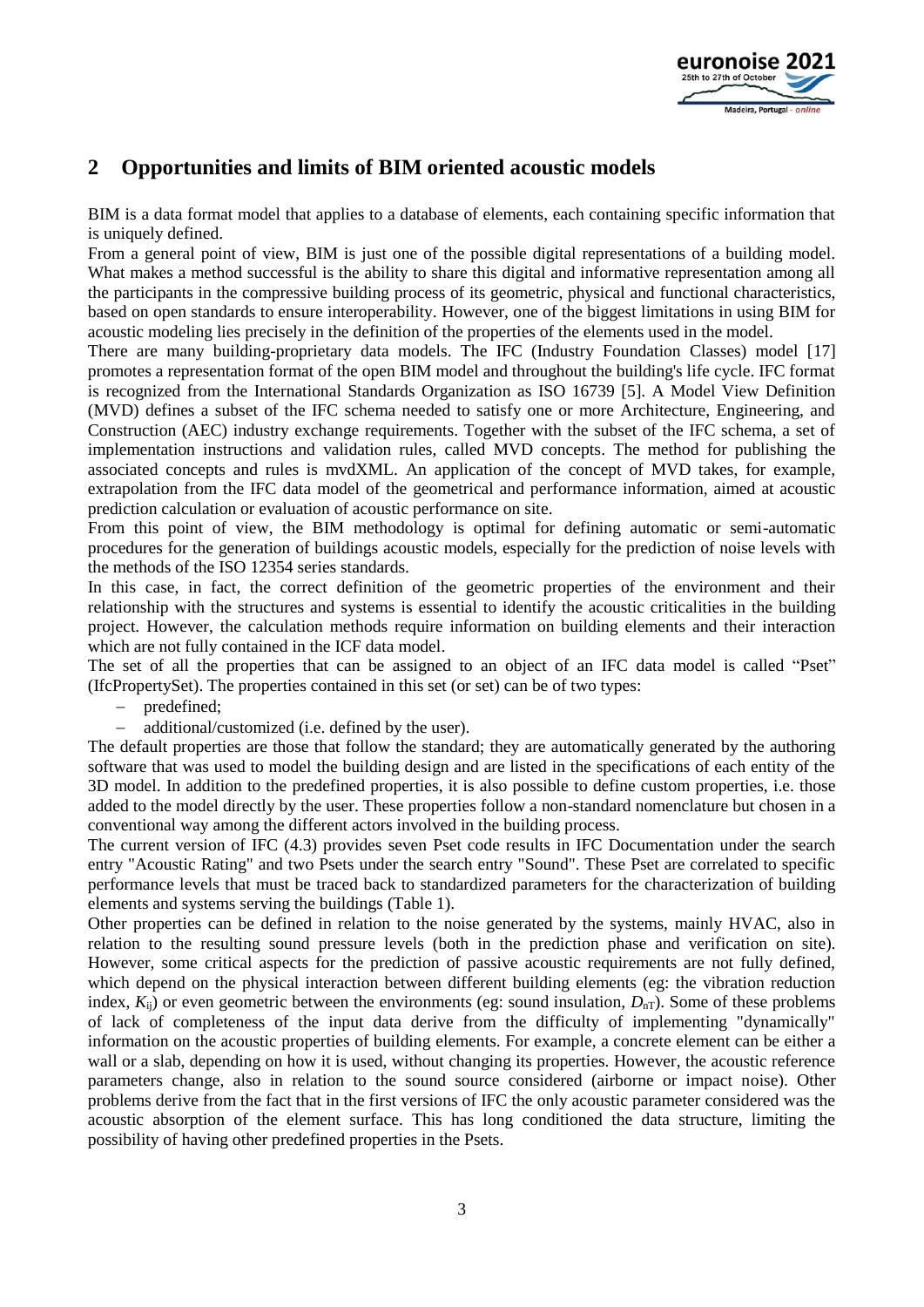## 2 Opportunities and limits of BIM oriented acoustic models

BIM is a data format model that applies to a database of elements, each containing specific information that is uniquely defined.

From a general point of view, BIM is just one of the possible digital representations of a building model. What makes a method successful is the ability to share this digital and informative representation among all the participants in the compressive building process of its geometric, physical and functional characteristics, based on open standards to ensure interoperability. However, one of the biggest limitations in using BIM for acoustic modeling lies precisely in the definition of the properties of the elements used in the model.

There are many building-proprietary data models. The IFC (Industry Foundation Classes) model [17] promotes a representation format of the open BIM model and throughout the building's life cycle. IFC format is recognized from the International Standards Organization as ISO 16739 [5]. A Model View Definition (MVD) defines a subset of the IFC schema needed to satisfy one or more Architecture, Engineering, and Construction (AEC) industry exchange requirements. Together with the subset of the IFC schema, a set of implementation instructions and validation rules, called MVD concepts. The method for publishing the associated concepts and rules is mvdXML. An application of the concept of MVD takes, for example, extrapolation from the IFC data model of the geometrical and performance information, aimed at acoustic prediction calculation or evaluation of acoustic performance on site.

From this point of view, the BIM methodology is optimal for defining automatic or semi-automatic procedures for the generation of buildings acoustic models, especially for the prediction of noise levels with the methods of the ISO 12354 series standards.

In this case, in fact, the correct definition of the geometric properties of the environment and their relationship with the structures and systems is essential to identify the acoustic criticalities in the building project. However, the calculation methods require information on building elements and their interaction which are not fully contained in the ICF data model.

The set of all the properties that can be assigned to an object of an IFC data model is called "Pset" (IfcPropertySet). The properties contained in this set (or set) can be of two types:

- predefined;
- additional/customized (i.e. defined by the user).

The default properties are those that follow the standard; they are automatically generated by the authoring software that was used to model the building design and are listed in the specifications of each entity of the 3D model. In addition to the predefined properties, it is also possible to define custom properties, i.e. those added to the model directly by the user. These properties follow a non-standard nomenclature but chosen in a conventional way among the different actors involved in the building process.

The current version of IFC (4.3) provides seven Pset code results in IFC Documentation under the search entry "Acoustic Rating" and two Psets under the search entry "Sound". These Pset are correlated to specific performance levels that must be traced back to standardized parameters for the characterization of building elements and systems serving the buildings (Table 1).

Other properties can be defined in relation to the noise generated by the systems, mainly HVAC, also in relation to the resulting sound pressure levels (both in the prediction phase and verification on site). However, some critical aspects for the prediction of passive acoustic requirements are not fully defined, which depend on the physical interaction between different building elements (eg: the vibration reduction index, $K_{ij}$) or even geometric between the environments (eg: sound insulation, $D_{nT}$). Some of these problems of lack of completeness of the input data derive from the difficulty of implementing "dynamically" information on the acoustic properties of building elements. For example, a concrete element can be either a wall or a slab, depending on how it is used, without changing its properties. However, the acoustic reference parameters change, also in relation to the sound source considered (airborne or impact noise). Other problems derive from the fact that in the first versions of IFC the only acoustic parameter considered was the acoustic absorption of the element surface. This has long conditioned the data structure, limiting the possibility of having other predefined properties in the Psets.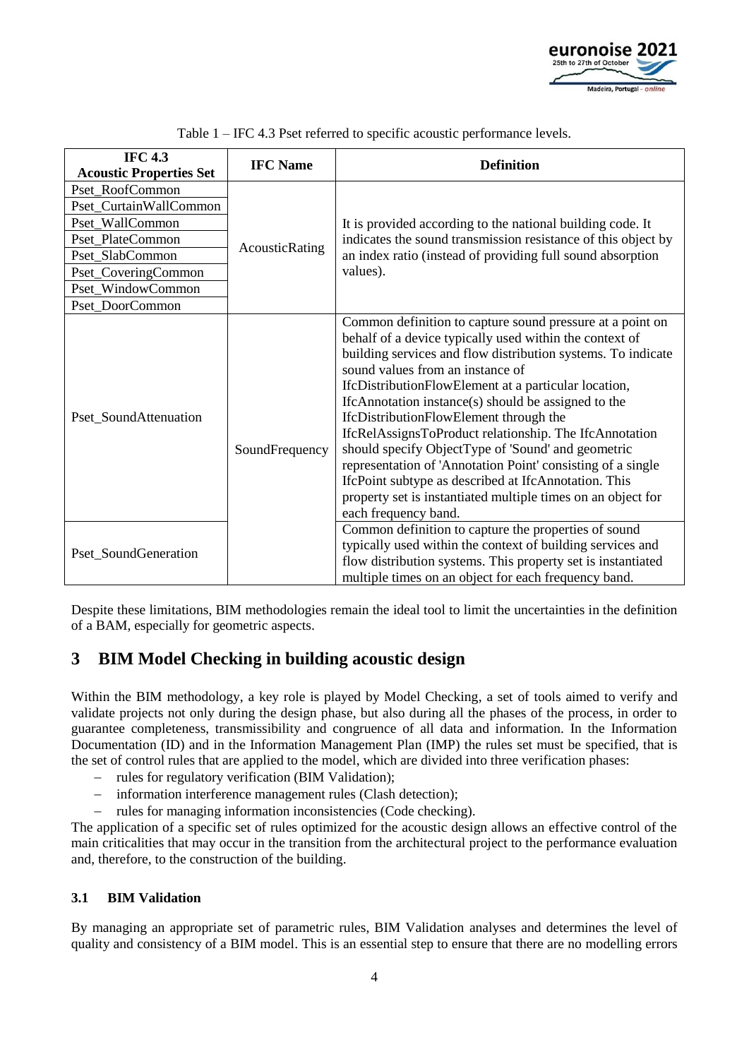Table 1 – IFC 4.3 Pset referred to specific acoustic performance levels.

| IFC 4.3 Acoustic Properties Set | IFC Name | Definition |
|---|---|---|
| Pset_RoofCommon | AcousticRating | It is provided according to the national building code. It indicates the sound transmission resistance of this object by an index ratio (instead of providing full sound absorption values). |
| Pset_CurtainWallCommon | | |
| Pset_WallCommon | | |
| Pset_PlateCommon | | |
| Pset_SlabCommon | | |
| Pset_CoveringCommon | | |
| Pset_WindowCommon | | |
| Pset_DoorCommon | | |
| Pset_SoundAttenuation | SoundFrequency | Common definition to capture sound pressure at a point on behalf of a device typically used within the context of building services and flow distribution systems. To indicate sound values from an instance of IfcDistributionFlowElement at a particular location, IfcAnnotation instance(s) should be assigned to the IfcDistributionFlowElement through the IfcRelAssignsToProduct relationship. The IfcAnnotation should specify ObjectType of 'Sound' and geometric representation of 'Annotation Point' consisting of a single IfcPoint subtype as described at IfcAnnotation. This property set is instantiated multiple times on an object for each frequency band. |
| Pset_SoundGeneration | | Common definition to capture the properties of sound typically used within the context of building services and flow distribution systems. This property set is instantiated multiple times on an object for each frequency band. |

Despite these limitations, BIM methodologies remain the ideal tool to limit the uncertainties in the definition of a BAM, especially for geometric aspects.

# 3 BIM Model Checking in building acoustic design

Within the BIM methodology, a key role is played by Model Checking, a set of tools aimed to verify and validate projects not only during the design phase, but also during all the phases of the process, in order to guarantee completeness, transmissibility and congruence of all data and information. In the Information Documentation (ID) and in the Information Management Plan (IMP) the rules set must be specified, that is the set of control rules that are applied to the model, which are divided into three verification phases:

- rules for regulatory verification (BIM Validation);
- information interference management rules (Clash detection);
- rules for managing information inconsistencies (Code checking).

The application of a specific set of rules optimized for the acoustic design allows an effective control of the main criticalities that may occur in the transition from the architectural project to the performance evaluation and, therefore, to the construction of the building.

## 3.1 BIM Validation

By managing an appropriate set of parametric rules, BIM Validation analyses and determines the level of quality and consistency of a BIM model. This is an essential step to ensure that there are no modelling errors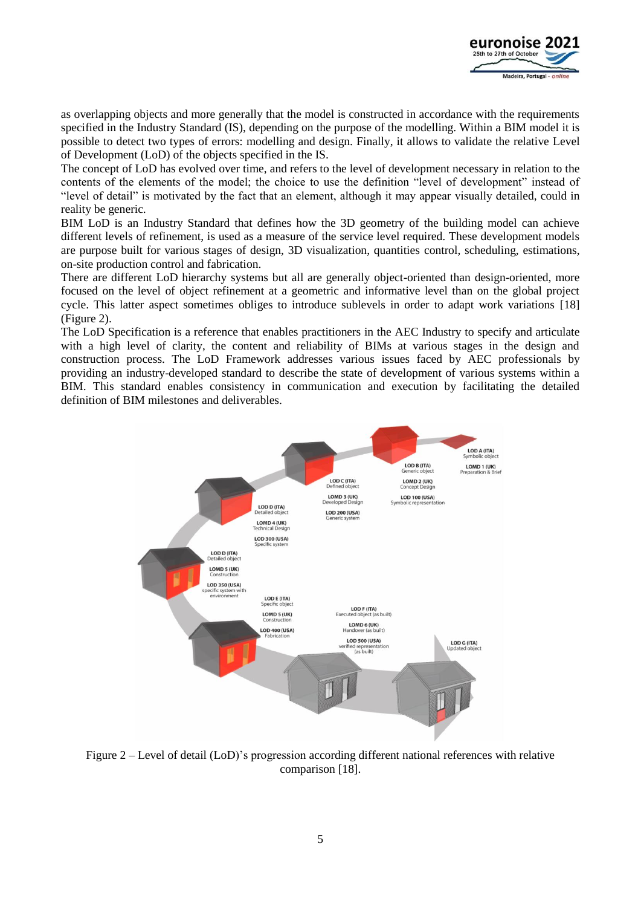as overlapping objects and more generally that the model is constructed in accordance with the requirements specified in the Industry Standard (IS), depending on the purpose of the modelling. Within a BIM model it is possible to detect two types of errors: modelling and design. Finally, it allows to validate the relative Level of Development (LoD) of the objects specified in the IS.

The concept of LoD has evolved over time, and refers to the level of development necessary in relation to the contents of the elements of the model; the choice to use the definition "level of development" instead of "level of detail" is motivated by the fact that an element, although it may appear visually detailed, could in reality be generic.

BIM LoD is an Industry Standard that defines how the 3D geometry of the building model can achieve different levels of refinement, is used as a measure of the service level required. These development models are purpose built for various stages of design, 3D visualization, quantities control, scheduling, estimations, on-site production control and fabrication.

There are different LoD hierarchy systems but all are generally object-oriented than design-oriented, more focused on the level of object refinement at a geometric and informative level than on the global project cycle. This latter aspect sometimes obliges to introduce sublevels in order to adapt work variations [18] (Figure 2).

The LoD Specification is a reference that enables practitioners in the AEC Industry to specify and articulate with a high level of clarity, the content and reliability of BIMs at various stages in the design and construction process. The LoD Framework addresses various issues faced by AEC professionals by providing an industry-developed standard to describe the state of development of various systems within a BIM. This standard enables consistency in communication and execution by facilitating the detailed definition of BIM milestones and deliverables.

Figure 2 – Level of detail (LoD)'s progression according different national references with relative comparison [18].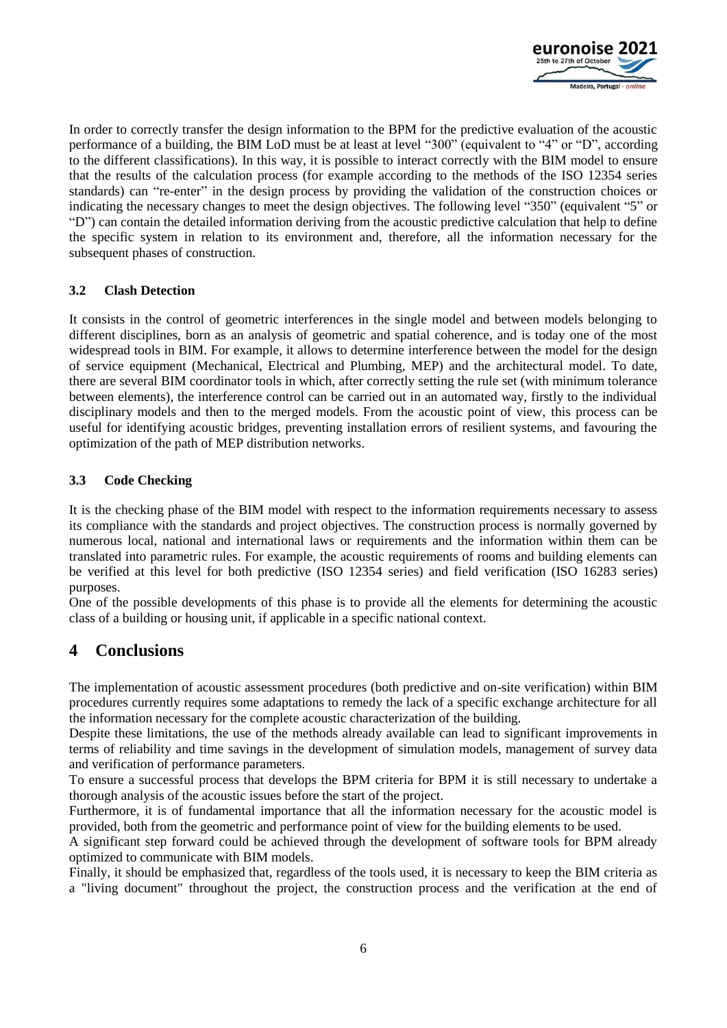In order to correctly transfer the design information to the BPM for the predictive evaluation of the acoustic performance of a building, the BIM LoD must be at least at level "300" (equivalent to "4" or "D", according to the different classifications). In this way, it is possible to interact correctly with the BIM model to ensure that the results of the calculation process (for example according to the methods of the ISO 12354 series standards) can "re-enter" in the design process by providing the validation of the construction choices or indicating the necessary changes to meet the design objectives. The following level "350" (equivalent "5" or "D") can contain the detailed information deriving from the acoustic predictive calculation that help to define the specific system in relation to its environment and, therefore, all the information necessary for the subsequent phases of construction.

### 3.2 Clash Detection

It consists in the control of geometric interferences in the single model and between models belonging to different disciplines, born as an analysis of geometric and spatial coherence, and is today one of the most widespread tools in BIM. For example, it allows to determine interference between the model for the design of service equipment (Mechanical, Electrical and Plumbing, MEP) and the architectural model. To date, there are several BIM coordinator tools in which, after correctly setting the rule set (with minimum tolerance between elements), the interference control can be carried out in an automated way, firstly to the individual disciplinary models and then to the merged models. From the acoustic point of view, this process can be useful for identifying acoustic bridges, preventing installation errors of resilient systems, and favouring the optimization of the path of MEP distribution networks.

### 3.3 Code Checking

It is the checking phase of the BIM model with respect to the information requirements necessary to assess its compliance with the standards and project objectives. The construction process is normally governed by numerous local, national and international laws or requirements and the information within them can be translated into parametric rules. For example, the acoustic requirements of rooms and building elements can be verified at this level for both predictive (ISO 12354 series) and field verification (ISO 16283 series) purposes.

One of the possible developments of this phase is to provide all the elements for determining the acoustic class of a building or housing unit, if applicable in a specific national context.

## 4 Conclusions

The implementation of acoustic assessment procedures (both predictive and on-site verification) within BIM procedures currently requires some adaptations to remedy the lack of a specific exchange architecture for all the information necessary for the complete acoustic characterization of the building.

Despite these limitations, the use of the methods already available can lead to significant improvements in terms of reliability and time savings in the development of simulation models, management of survey data and verification of performance parameters.

To ensure a successful process that develops the BPM criteria for BPM it is still necessary to undertake a thorough analysis of the acoustic issues before the start of the project.

Furthermore, it is of fundamental importance that all the information necessary for the acoustic model is provided, both from the geometric and performance point of view for the building elements to be used.

A significant step forward could be achieved through the development of software tools for BPM already optimized to communicate with BIM models.

Finally, it should be emphasized that, regardless of the tools used, it is necessary to keep the BIM criteria as a "living document" throughout the project, the construction process and the verification at the end of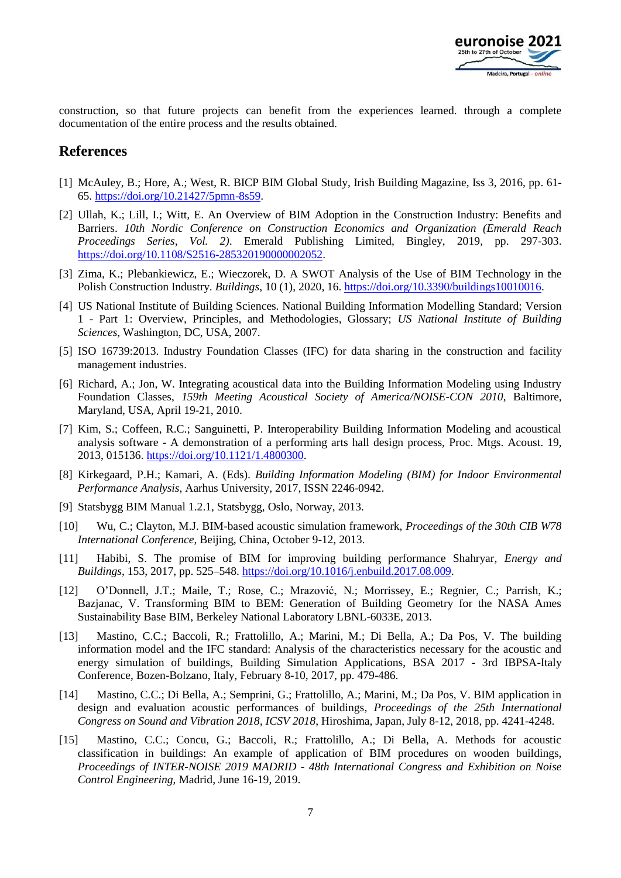construction, so that future projects can benefit from the experiences learned. through a complete documentation of the entire process and the results obtained.

## References

[1] McAuley, B.; Hore, A.; West, R. BICP BIM Global Study, Irish Building Magazine, Iss 3, 2016, pp. 61-65. https://doi.org/10.21427/5pmn-8s59.

[2] Ullah, K.; Lill, I.; Witt, E. An Overview of BIM Adoption in the Construction Industry: Benefits and Barriers. *10th Nordic Conference on Construction Economics and Organization (Emerald Reach Proceedings Series, Vol. 2)*. Emerald Publishing Limited, Bingley, 2019, pp. 297-303. https://doi.org/10.1108/S2516-285320190000002052.

[3] Zima, K.; Plebankiewicz, E.; Wieczorek, D. A SWOT Analysis of the Use of BIM Technology in the Polish Construction Industry. *Buildings*, 10 (1), 2020, 16. https://doi.org/10.3390/buildings10010016.

[4] US National Institute of Building Sciences. National Building Information Modelling Standard; Version 1 - Part 1: Overview, Principles, and Methodologies, Glossary; *US National Institute of Building Sciences*, Washington, DC, USA, 2007.

[5] ISO 16739:2013. Industry Foundation Classes (IFC) for data sharing in the construction and facility management industries.

[6] Richard, A.; Jon, W. Integrating acoustical data into the Building Information Modeling using Industry Foundation Classes, *159th Meeting Acoustical Society of America/NOISE-CON 2010*, Baltimore, Maryland, USA, April 19-21, 2010.

[7] Kim, S.; Coffeen, R.C.; Sanguinetti, P. Interoperability Building Information Modeling and acoustical analysis software - A demonstration of a performing arts hall design process, Proc. Mtgs. Acoust. 19, 2013, 015136. https://doi.org/10.1121/1.4800300.

[8] Kirkegaard, P.H.; Kamari, A. (Eds). *Building Information Modeling (BIM) for Indoor Environmental Performance Analysis*, Aarhus University, 2017, ISSN 2246-0942.

[9] Statsbygg BIM Manual 1.2.1, Statsbygg, Oslo, Norway, 2013.

[10] Wu, C.; Clayton, M.J. BIM-based acoustic simulation framework, *Proceedings of the 30th CIB W78 International Conference*, Beijing, China, October 9-12, 2013.

[11] Habibi, S. The promise of BIM for improving building performance Shahryar, *Energy and Buildings*, 153, 2017, pp. 525–548. https://doi.org/10.1016/j.enbuild.2017.08.009.

[12] O'Donnell, J.T.; Maile, T.; Rose, C.; Mrazović, N.; Morrissey, E.; Regnier, C.; Parrish, K.; Bazjanac, V. Transforming BIM to BEM: Generation of Building Geometry for the NASA Ames Sustainability Base BIM, Berkeley National Laboratory LBNL-6033E, 2013.

[13] Mastino, C.C.; Baccoli, R.; Frattolillo, A.; Marini, M.; Di Bella, A.; Da Pos, V. The building information model and the IFC standard: Analysis of the characteristics necessary for the acoustic and energy simulation of buildings, Building Simulation Applications, BSA 2017 - 3rd IBPSA-Italy Conference, Bozen-Bolzano, Italy, February 8-10, 2017, pp. 479-486.

[14] Mastino, C.C.; Di Bella, A.; Semprini, G.; Frattolillo, A.; Marini, M.; Da Pos, V. BIM application in design and evaluation acoustic performances of buildings, *Proceedings of the 25th International Congress on Sound and Vibration 2018, ICSV 2018*, Hiroshima, Japan, July 8-12, 2018, pp. 4241-4248.

[15] Mastino, C.C.; Concu, G.; Baccoli, R.; Frattolillo, A.; Di Bella, A. Methods for acoustic classification in buildings: An example of application of BIM procedures on wooden buildings, *Proceedings of INTER-NOISE 2019 MADRID - 48th International Congress and Exhibition on Noise Control Engineering*, Madrid, June 16-19, 2019.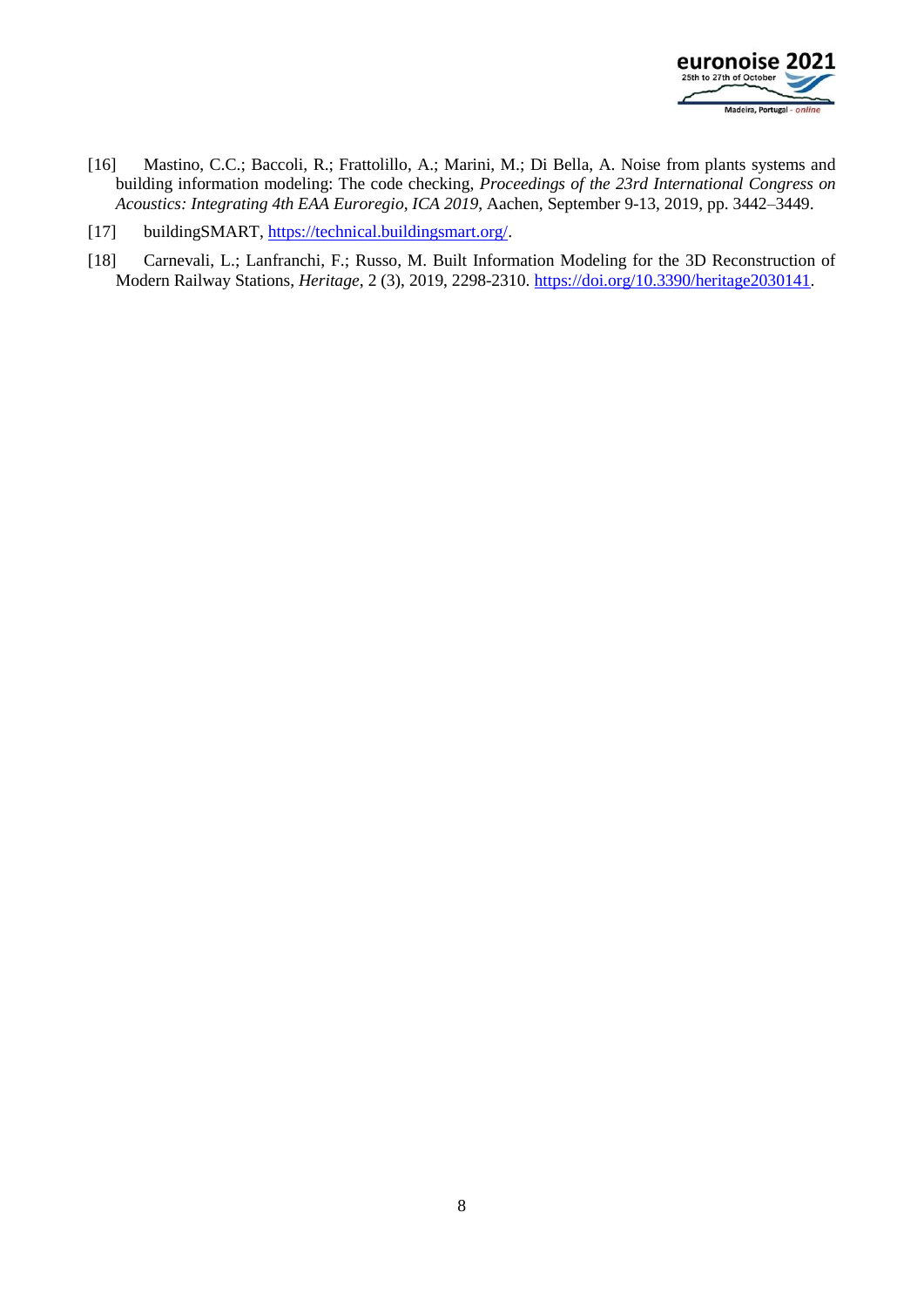[16] Mastino, C.C.; Baccoli, R.; Frattolillo, A.; Marini, M.; Di Bella, A. Noise from plants systems and building information modeling: The code checking, *Proceedings of the 23rd International Congress on Acoustics: Integrating 4th EAA Euroregio, ICA 2019*, Aachen, September 9-13, 2019, pp. 3442–3449.

[17] buildingSMART, https://technical.buildingsmart.org/.

[18] Carnevali, L.; Lanfranchi, F.; Russo, M. Built Information Modeling for the 3D Reconstruction of Modern Railway Stations, *Heritage*, 2 (3), 2019, 2298-2310. https://doi.org/10.3390/heritage2030141.